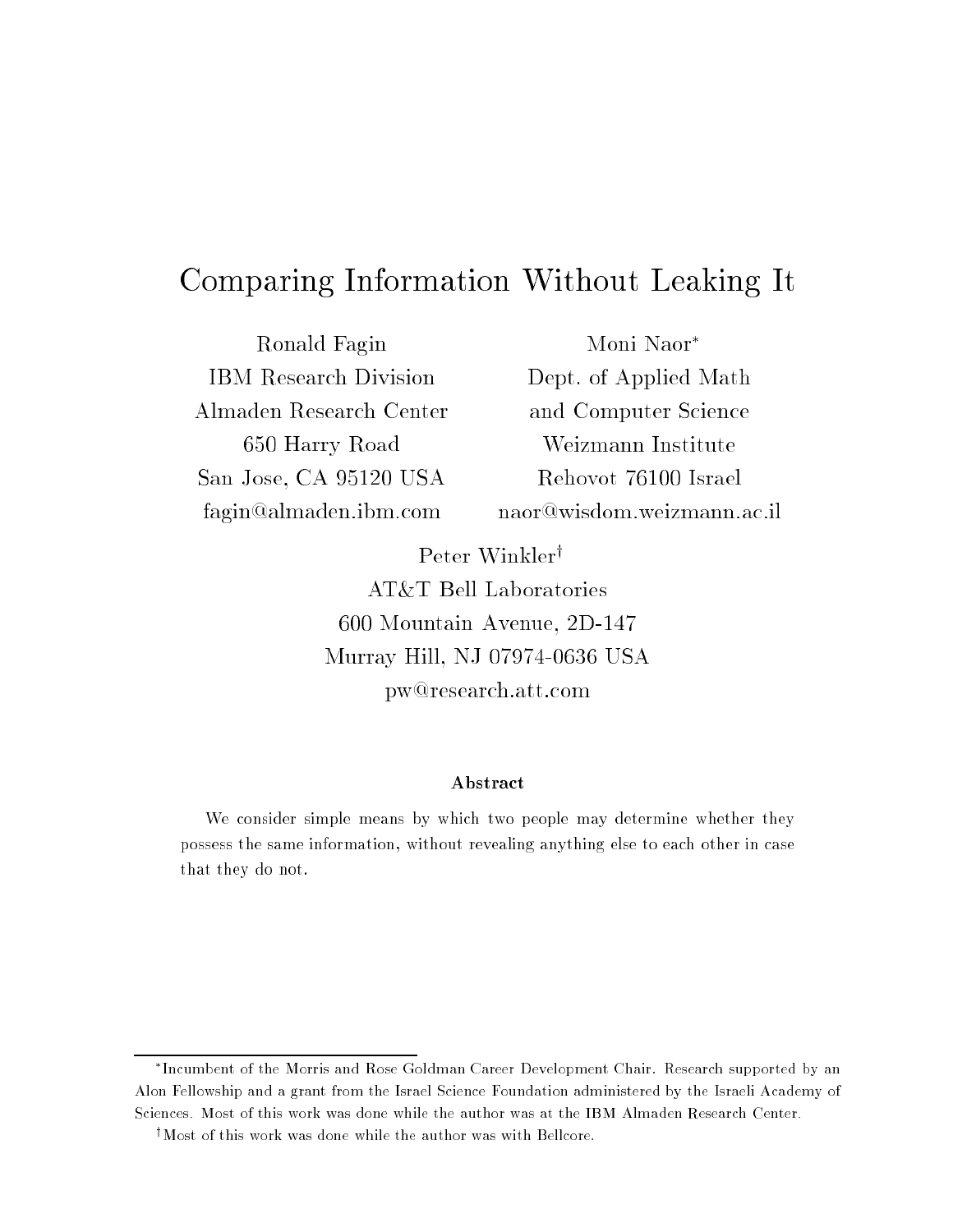# Comparing Information Without Leaking It

Ronald Fagin
IBM Research Division
Almaden Research Center
650 Harry Road
San Jose, CA 95120 USA
fagin@almaden.ibm.com

Moni Naor[*]
Dept. of Applied Math
and Computer Science
Weizmann Institute
Rehovot 76100 Israel
naor@wisdom.weizmann.ac.il

Peter Winkler[†]
AT&T Bell Laboratories
600 Mountain Avenue, 2D-147
Murray Hill, NJ 07974-0636 USA
pw@research.att.com

**Abstract**

We consider simple means by which two people may determine whether they possess the same information, without revealing anything else to each other in case that they do not.

---

[*] Incumbent of the Morris and Rose Goldman Career Development Chair. Research supported by an Alon Fellowship and a grant from the Israel Science Foundation administered by the Israeli Academy of Sciences. Most of this work was done while the author was at the IBM Almaden Research Center.

[†] Most of this work was done while the author was with Bellcore.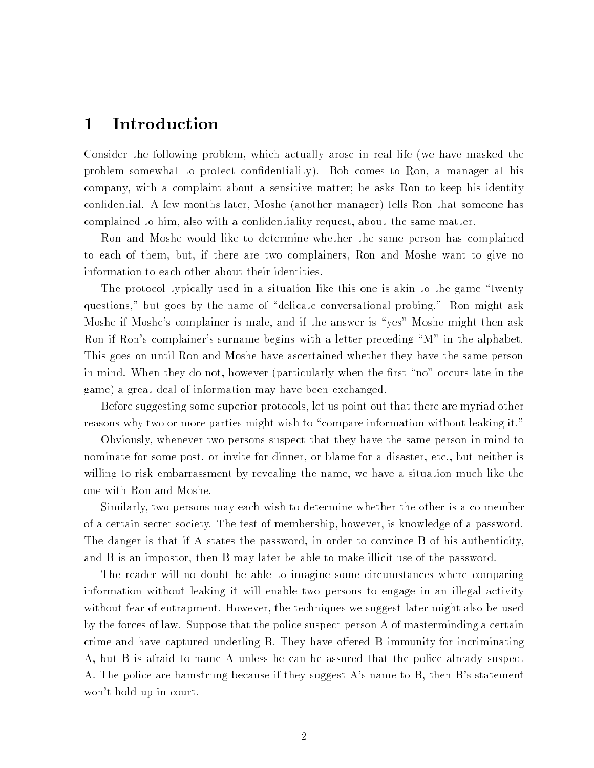# 1 Introduction

Consider the following problem, which actually arose in real life (we have masked the problem somewhat to protect confidentiality). Bob comes to Ron, a manager at his company, with a complaint about a sensitive matter; he asks Ron to keep his identity confidential. A few months later, Moshe (another manager) tells Ron that someone has complained to him, also with a confidentiality request, about the same matter.

Ron and Moshe would like to determine whether the same person has complained to each of them, but, if there are two complainers, Ron and Moshe want to give no information to each other about their identities.

The protocol typically used in a situation like this one is akin to the game "twenty questions," but goes by the name of "delicate conversational probing." Ron might ask Moshe if Moshe's complainer is male, and if the answer is "yes" Moshe might then ask Ron if Ron's complainer's surname begins with a letter preceding "M" in the alphabet. This goes on until Ron and Moshe have ascertained whether they have the same person in mind. When they do not, however (particularly when the first "no" occurs late in the game) a great deal of information may have been exchanged.

Before suggesting some superior protocols, let us point out that there are myriad other reasons why two or more parties might wish to "compare information without leaking it."

Obviously, whenever two persons suspect that they have the same person in mind to nominate for some post, or invite for dinner, or blame for a disaster, etc., but neither is willing to risk embarrassment by revealing the name, we have a situation much like the one with Ron and Moshe.

Similarly, two persons may each wish to determine whether the other is a co-member of a certain secret society. The test of membership, however, is knowledge of a password. The danger is that if A states the password, in order to convince B of his authenticity, and B is an impostor, then B may later be able to make illicit use of the password.

The reader will no doubt be able to imagine some circumstances where comparing information without leaking it will enable two persons to engage in an illegal activity without fear of entrapment. However, the techniques we suggest later might also be used by the forces of law. Suppose that the police suspect person A of masterminding a certain crime and have captured underling B. They have offered B immunity for incriminating A, but B is afraid to name A unless he can be assured that the police already suspect A. The police are hamstrung because if they suggest A's name to B, then B's statement won't hold up in court.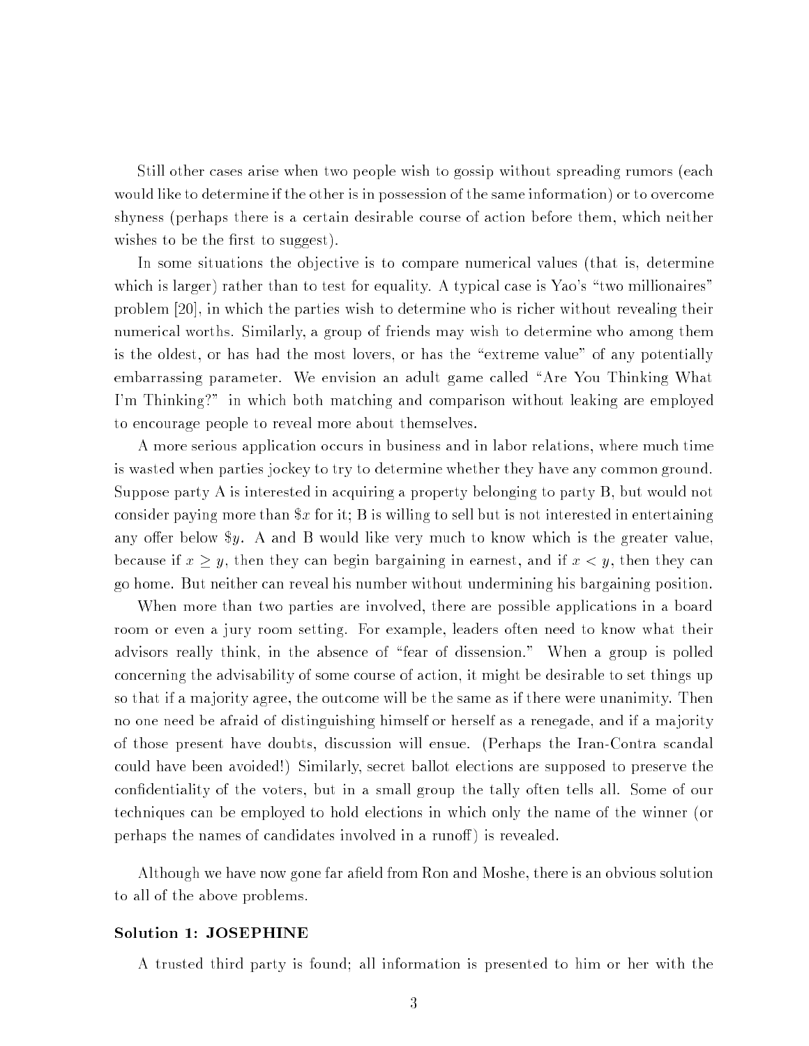Still other cases arise when two people wish to gossip without spreading rumors (each would like to determine if the other is in possession of the same information) or to overcome shyness (perhaps there is a certain desirable course of action before them, which neither wishes to be the first to suggest).

In some situations the objective is to compare numerical values (that is, determine which is larger) rather than to test for equality. A typical case is Yao's "two millionaires" problem [20], in which the parties wish to determine who is richer without revealing their numerical worths. Similarly, a group of friends may wish to determine who among them is the oldest, or has had the most lovers, or has the "extreme value" of any potentially embarrassing parameter. We envision an adult game called "Are You Thinking What I'm Thinking?" in which both matching and comparison without leaking are employed to encourage people to reveal more about themselves.

A more serious application occurs in business and in labor relations, where much time is wasted when parties jockey to try to determine whether they have any common ground. Suppose party A is interested in acquiring a property belonging to party B, but would not consider paying more than $\$x$ for it; B is willing to sell but is not interested in entertaining any offer below $\$y$. A and B would like very much to know which is the greater value, because if $x \geq y$, then they can begin bargaining in earnest, and if $x < y$, then they can go home. But neither can reveal his number without undermining his bargaining position.

When more than two parties are involved, there are possible applications in a board room or even a jury room setting. For example, leaders often need to know what their advisors really think, in the absence of "fear of dissension." When a group is polled concerning the advisability of some course of action, it might be desirable to set things up so that if a majority agree, the outcome will be the same as if there were unanimity. Then no one need be afraid of distinguishing himself or herself as a renegade, and if a majority of those present have doubts, discussion will ensue. (Perhaps the Iran-Contra scandal could have been avoided!) Similarly, secret ballot elections are supposed to preserve the confidentiality of the voters, but in a small group the tally often tells all. Some of our techniques can be employed to hold elections in which only the name of the winner (or perhaps the names of candidates involved in a runoff) is revealed.

Although we have now gone far afield from Ron and Moshe, there is an obvious solution to all of the above problems.

### Solution 1: JOSEPHINE

A trusted third party is found; all information is presented to him or her with the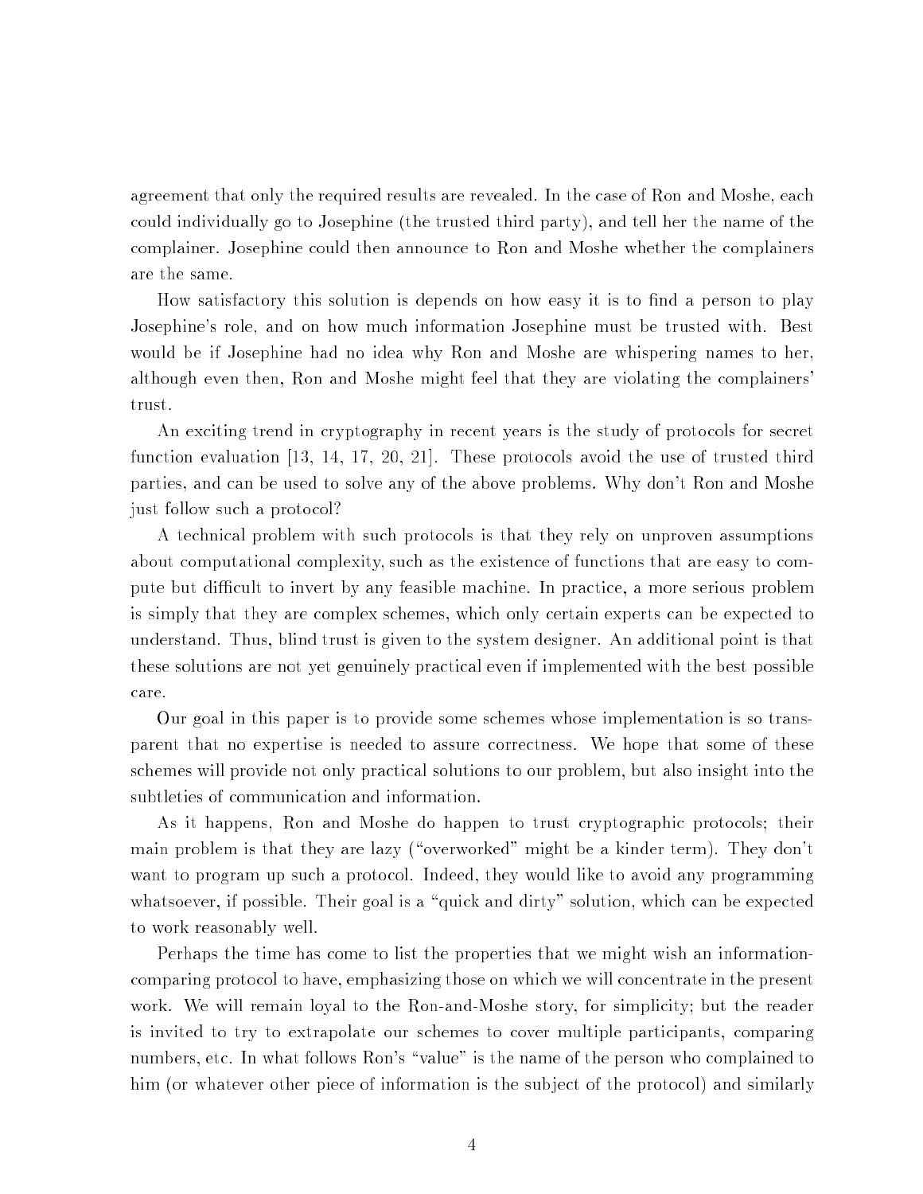agreement that only the required results are revealed. In the case of Ron and Moshe, each could individually go to Josephine (the trusted third party), and tell her the name of the complainer. Josephine could then announce to Ron and Moshe whether the complainers are the same.

How satisfactory this solution is depends on how easy it is to find a person to play Josephine's role, and on how much information Josephine must be trusted with. Best would be if Josephine had no idea why Ron and Moshe are whispering names to her, although even then, Ron and Moshe might feel that they are violating the complainers' trust.

An exciting trend in cryptography in recent years is the study of protocols for secret function evaluation [13, 14, 17, 20, 21]. These protocols avoid the use of trusted third parties, and can be used to solve any of the above problems. Why don't Ron and Moshe just follow such a protocol?

A technical problem with such protocols is that they rely on unproven assumptions about computational complexity, such as the existence of functions that are easy to compute but difficult to invert by any feasible machine. In practice, a more serious problem is simply that they are complex schemes, which only certain experts can be expected to understand. Thus, blind trust is given to the system designer. An additional point is that these solutions are not yet genuinely practical even if implemented with the best possible care.

Our goal in this paper is to provide some schemes whose implementation is so transparent that no expertise is needed to assure correctness. We hope that some of these schemes will provide not only practical solutions to our problem, but also insight into the subtleties of communication and information.

As it happens, Ron and Moshe do happen to trust cryptographic protocols; their main problem is that they are lazy ("overworked" might be a kinder term). They don't want to program up such a protocol. Indeed, they would like to avoid any programming whatsoever, if possible. Their goal is a "quick and dirty" solution, which can be expected to work reasonably well.

Perhaps the time has come to list the properties that we might wish an information-comparing protocol to have, emphasizing those on which we will concentrate in the present work. We will remain loyal to the Ron-and-Moshe story, for simplicity; but the reader is invited to try to extrapolate our schemes to cover multiple participants, comparing numbers, etc. In what follows Ron's "value" is the name of the person who complained to him (or whatever other piece of information is the subject of the protocol) and similarly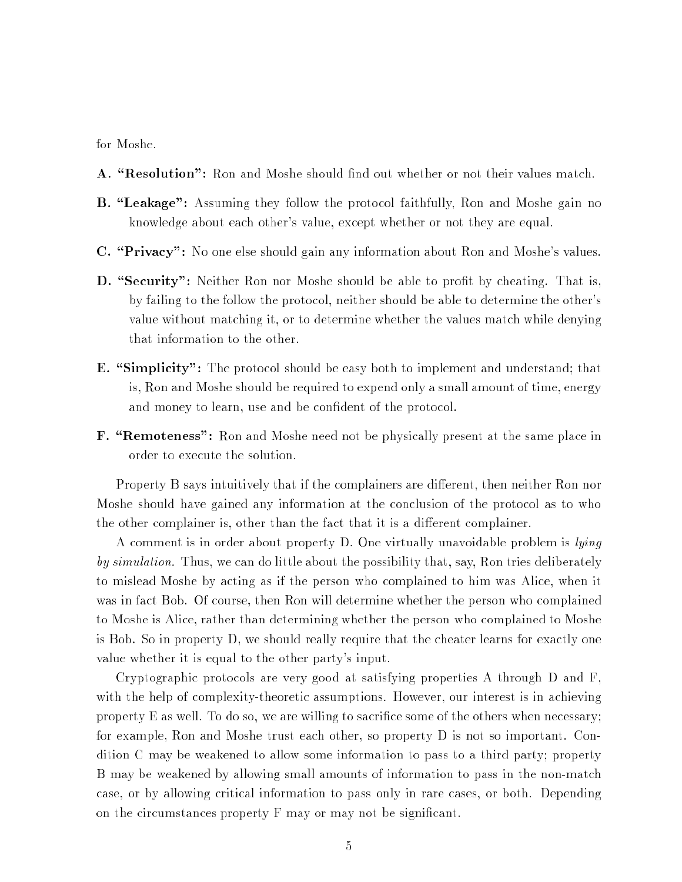for Moshe.

**A. "Resolution":** Ron and Moshe should find out whether or not their values match.

**B. "Leakage":** Assuming they follow the protocol faithfully, Ron and Moshe gain no knowledge about each other's value, except whether or not they are equal.

**C. "Privacy":** No one else should gain any information about Ron and Moshe's values.

**D. "Security":** Neither Ron nor Moshe should be able to profit by cheating. That is, by failing to the follow the protocol, neither should be able to determine the other's value without matching it, or to determine whether the values match while denying that information to the other.

**E. "Simplicity":** The protocol should be easy both to implement and understand; that is, Ron and Moshe should be required to expend only a small amount of time, energy and money to learn, use and be confident of the protocol.

**F. "Remoteness":** Ron and Moshe need not be physically present at the same place in order to execute the solution.

Property B says intuitively that if the complainers are different, then neither Ron nor Moshe should have gained any information at the conclusion of the protocol as to who the other complainer is, other than the fact that it is a different complainer.

A comment is in order about property D. One virtually unavoidable problem is *lying by simulation*. Thus, we can do little about the possibility that, say, Ron tries deliberately to mislead Moshe by acting as if the person who complained to him was Alice, when it was in fact Bob. Of course, then Ron will determine whether the person who complained to Moshe is Alice, rather than determining whether the person who complained to Moshe is Bob. So in property D, we should really require that the cheater learns for exactly one value whether it is equal to the other party's input.

Cryptographic protocols are very good at satisfying properties A through D and F, with the help of complexity-theoretic assumptions. However, our interest is in achieving property E as well. To do so, we are willing to sacrifice some of the others when necessary; for example, Ron and Moshe trust each other, so property D is not so important. Condition C may be weakened to allow some information to pass to a third party; property B may be weakened by allowing small amounts of information to pass in the non-match case, or by allowing critical information to pass only in rare cases, or both. Depending on the circumstances property F may or may not be significant.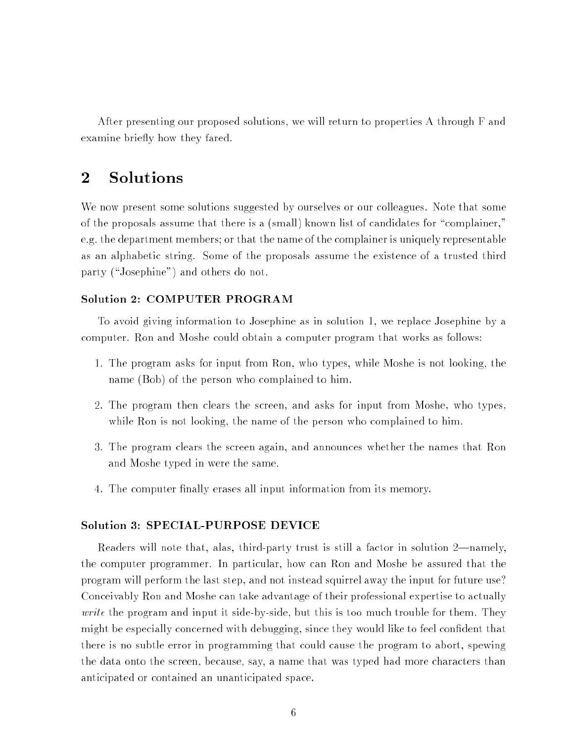After presenting our proposed solutions, we will return to properties A through F and examine briefly how they fared.

## 2 Solutions

We now present some solutions suggested by ourselves or our colleagues. Note that some of the proposals assume that there is a (small) known list of candidates for "complainer," e.g. the department members; or that the name of the complainer is uniquely representable as an alphabetic string. Some of the proposals assume the existence of a trusted third party ("Josephine") and others do not.

### Solution 2: COMPUTER PROGRAM

To avoid giving information to Josephine as in solution 1, we replace Josephine by a computer. Ron and Moshe could obtain a computer program that works as follows:

1. The program asks for input from Ron, who types, while Moshe is not looking, the name (Bob) of the person who complained to him.
2. The program then clears the screen, and asks for input from Moshe, who types, while Ron is not looking, the name of the person who complained to him.
3. The program clears the screen again, and announces whether the names that Ron and Moshe typed in were the same.
4. The computer finally erases all input information from its memory.

### Solution 3: SPECIAL-PURPOSE DEVICE

Readers will note that, alas, third-party trust is still a factor in solution 2—namely, the computer programmer. In particular, how can Ron and Moshe be assured that the program will perform the last step, and not instead squirrel away the input for future use? Conceivably Ron and Moshe can take advantage of their professional expertise to actually *write* the program and input it side-by-side, but this is too much trouble for them. They might be especially concerned with debugging, since they would like to feel confident that there is no subtle error in programming that could cause the program to abort, spewing the data onto the screen, because, say, a name that was typed had more characters than anticipated or contained an unanticipated space.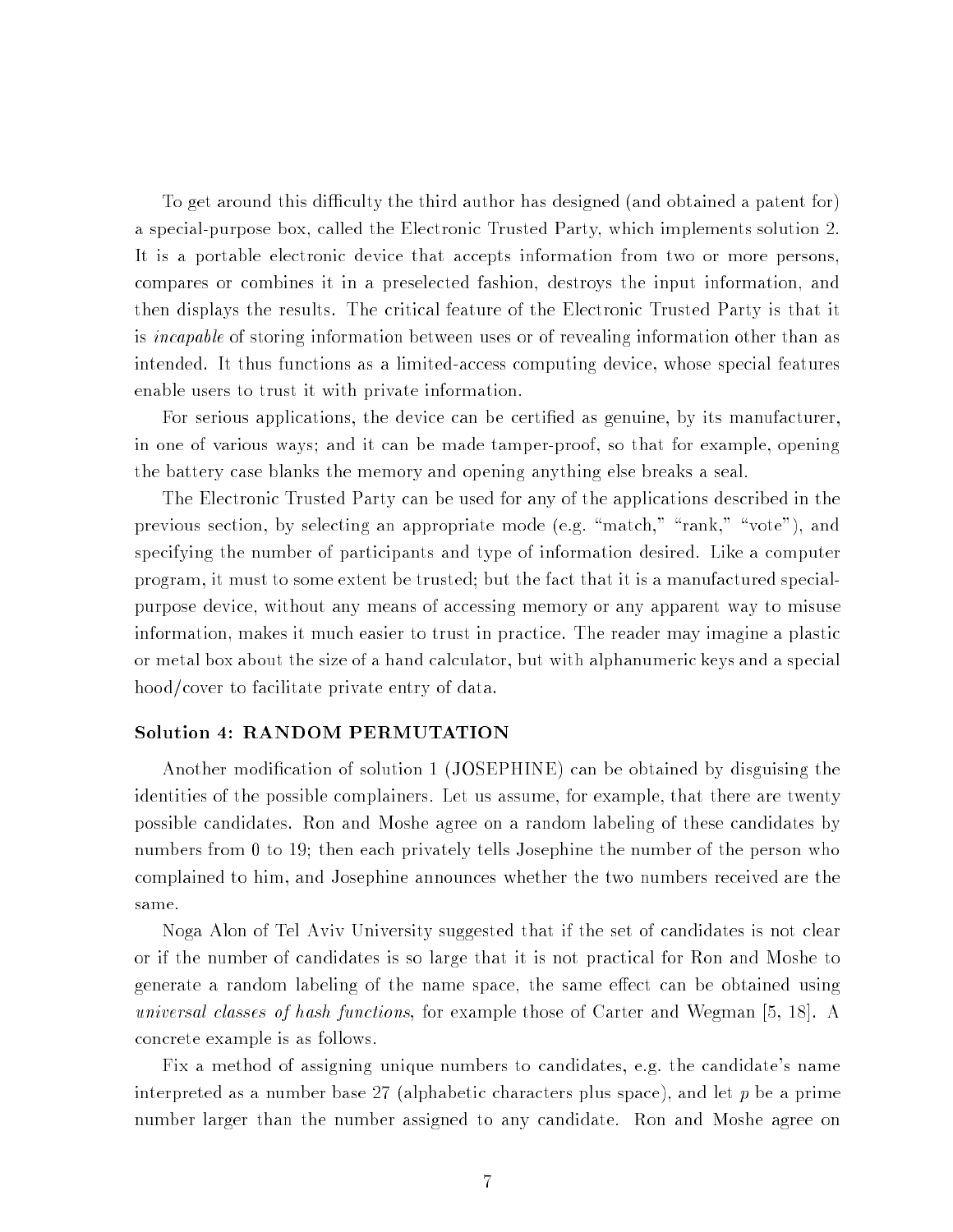To get around this difficulty the third author has designed (and obtained a patent for) a special-purpose box, called the Electronic Trusted Party, which implements solution 2. It is a portable electronic device that accepts information from two or more persons, compares or combines it in a preselected fashion, destroys the input information, and then displays the results. The critical feature of the Electronic Trusted Party is that it is *incapable* of storing information between uses or of revealing information other than as intended. It thus functions as a limited-access computing device, whose special features enable users to trust it with private information.

For serious applications, the device can be certified as genuine, by its manufacturer, in one of various ways; and it can be made tamper-proof, so that for example, opening the battery case blanks the memory and opening anything else breaks a seal.

The Electronic Trusted Party can be used for any of the applications described in the previous section, by selecting an appropriate mode (e.g. "match," "rank," "vote"), and specifying the number of participants and type of information desired. Like a computer program, it must to some extent be trusted; but the fact that it is a manufactured special-purpose device, without any means of accessing memory or any apparent way to misuse information, makes it much easier to trust in practice. The reader may imagine a plastic or metal box about the size of a hand calculator, but with alphanumeric keys and a special hood/cover to facilitate private entry of data.

### Solution 4: RANDOM PERMUTATION

Another modification of solution 1 (JOSEPHINE) can be obtained by disguising the identities of the possible complainers. Let us assume, for example, that there are twenty possible candidates. Ron and Moshe agree on a random labeling of these candidates by numbers from 0 to 19; then each privately tells Josephine the number of the person who complained to him, and Josephine announces whether the two numbers received are the same.

Noga Alon of Tel Aviv University suggested that if the set of candidates is not clear or if the number of candidates is so large that it is not practical for Ron and Moshe to generate a random labeling of the name space, the same effect can be obtained using *universal classes of hash functions*, for example those of Carter and Wegman [5, 18]. A concrete example is as follows.

Fix a method of assigning unique numbers to candidates, e.g. the candidate's name interpreted as a number base 27 (alphabetic characters plus space), and let $p$ be a prime number larger than the number assigned to any candidate. Ron and Moshe agree on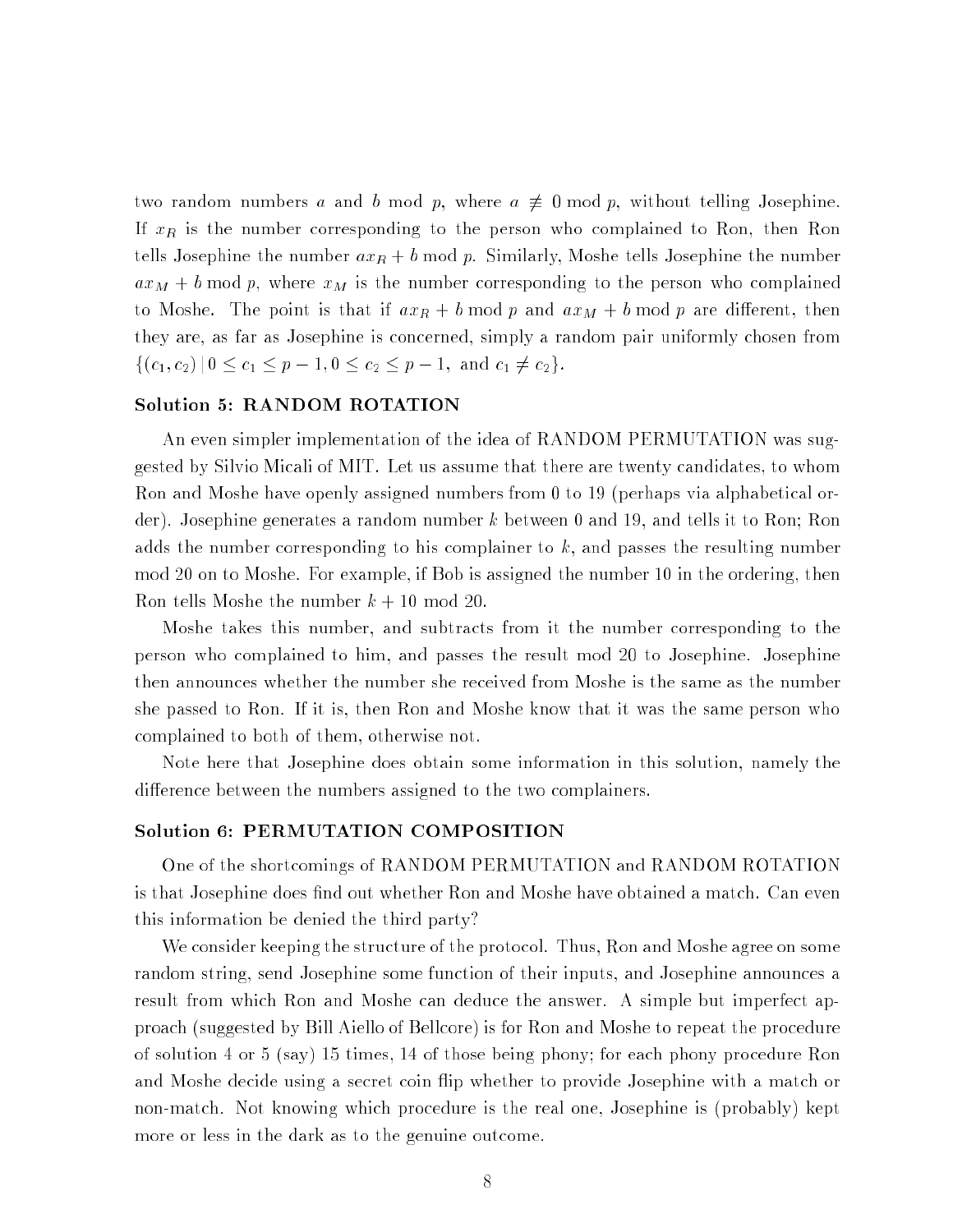two random numbers $a$ and $b$ mod $p$, where $a \not\equiv 0 \bmod p$, without telling Josephine. If $x_R$ is the number corresponding to the person who complained to Ron, then Ron tells Josephine the number $ax_R + b \bmod p$. Similarly, Moshe tells Josephine the number $ax_M + b \bmod p$, where $x_M$ is the number corresponding to the person who complained to Moshe. The point is that if $ax_R + b \bmod p$ and $ax_M + b \bmod p$ are different, then they are, as far as Josephine is concerned, simply a random pair uniformly chosen from $\{(c_1, c_2) \,|\, 0 \leq c_1 \leq p-1, 0 \leq c_2 \leq p-1, \text{ and } c_1 \neq c_2\}$.

### Solution 5: RANDOM ROTATION

An even simpler implementation of the idea of RANDOM PERMUTATION was suggested by Silvio Micali of MIT. Let us assume that there are twenty candidates, to whom Ron and Moshe have openly assigned numbers from 0 to 19 (perhaps via alphabetical order). Josephine generates a random number $k$ between 0 and 19, and tells it to Ron; Ron adds the number corresponding to his complainer to $k$, and passes the resulting number mod 20 on to Moshe. For example, if Bob is assigned the number 10 in the ordering, then Ron tells Moshe the number $k + 10 \bmod 20$.

Moshe takes this number, and subtracts from it the number corresponding to the person who complained to him, and passes the result mod 20 to Josephine. Josephine then announces whether the number she received from Moshe is the same as the number she passed to Ron. If it is, then Ron and Moshe know that it was the same person who complained to both of them, otherwise not.

Note here that Josephine does obtain some information in this solution, namely the difference between the numbers assigned to the two complainers.

### Solution 6: PERMUTATION COMPOSITION

One of the shortcomings of RANDOM PERMUTATION and RANDOM ROTATION is that Josephine does find out whether Ron and Moshe have obtained a match. Can even this information be denied the third party?

We consider keeping the structure of the protocol. Thus, Ron and Moshe agree on some random string, send Josephine some function of their inputs, and Josephine announces a result from which Ron and Moshe can deduce the answer. A simple but imperfect approach (suggested by Bill Aiello of Bellcore) is for Ron and Moshe to repeat the procedure of solution 4 or 5 (say) 15 times, 14 of those being phony; for each phony procedure Ron and Moshe decide using a secret coin flip whether to provide Josephine with a match or non-match. Not knowing which procedure is the real one, Josephine is (probably) kept more or less in the dark as to the genuine outcome.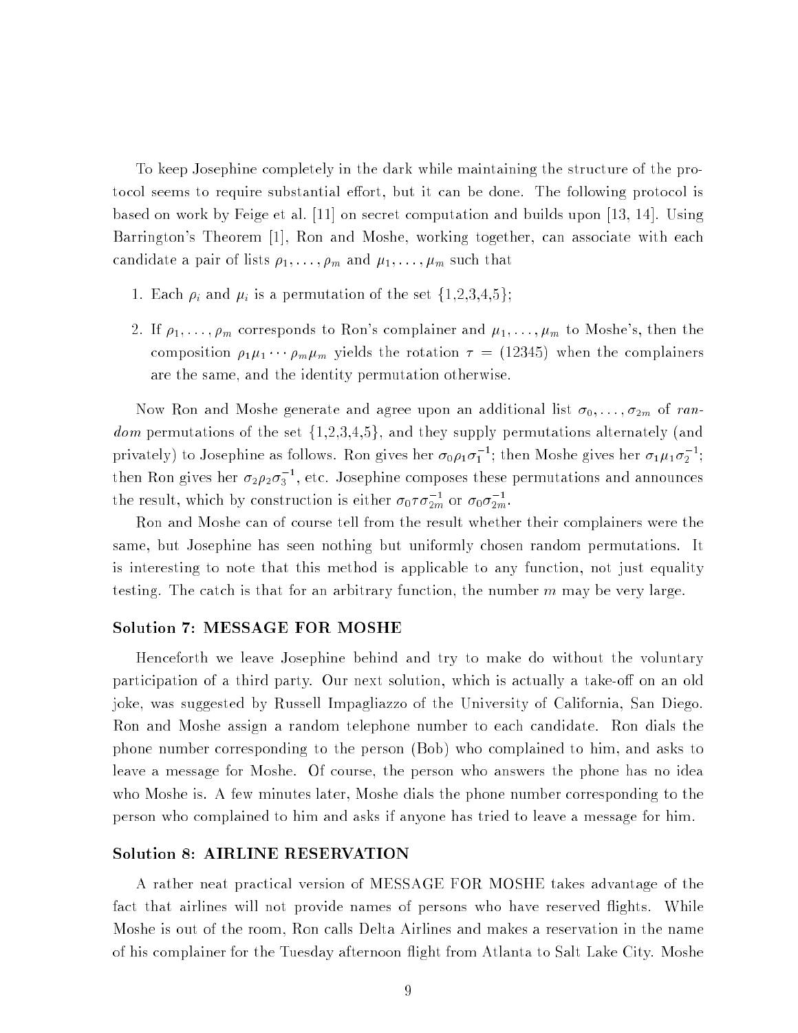To keep Josephine completely in the dark while maintaining the structure of the protocol seems to require substantial effort, but it can be done. The following protocol is based on work by Feige et al. [11] on secret computation and builds upon [13, 14]. Using Barrington's Theorem [1], Ron and Moshe, working together, can associate with each candidate a pair of lists $\rho_1, \ldots, \rho_m$ and $\mu_1, \ldots, \mu_m$ such that

1. Each $\rho_i$ and $\mu_i$ is a permutation of the set {1,2,3,4,5};
2. If $\rho_1, \ldots, \rho_m$ corresponds to Ron's complainer and $\mu_1, \ldots, \mu_m$ to Moshe's, then the composition $\rho_1\mu_1 \cdots \rho_m\mu_m$ yields the rotation $\tau = (12345)$ when the complainers are the same, and the identity permutation otherwise.

Now Ron and Moshe generate and agree upon an additional list $\sigma_0, \ldots, \sigma_{2m}$ of *random* permutations of the set {1,2,3,4,5}, and they supply permutations alternately (and privately) to Josephine as follows. Ron gives her $\sigma_0\rho_1\sigma_1^{-1}$; then Moshe gives her $\sigma_1\mu_1\sigma_2^{-1}$; then Ron gives her $\sigma_2\rho_2\sigma_3^{-1}$, etc. Josephine composes these permutations and announces the result, which by construction is either $\sigma_0\tau\sigma_{2m}^{-1}$ or $\sigma_0\sigma_{2m}^{-1}$.

Ron and Moshe can of course tell from the result whether their complainers were the same, but Josephine has seen nothing but uniformly chosen random permutations. It is interesting to note that this method is applicable to any function, not just equality testing. The catch is that for an arbitrary function, the number $m$ may be very large.

### Solution 7: MESSAGE FOR MOSHE

Henceforth we leave Josephine behind and try to make do without the voluntary participation of a third party. Our next solution, which is actually a take-off on an old joke, was suggested by Russell Impagliazzo of the University of California, San Diego. Ron and Moshe assign a random telephone number to each candidate. Ron dials the phone number corresponding to the person (Bob) who complained to him, and asks to leave a message for Moshe. Of course, the person who answers the phone has no idea who Moshe is. A few minutes later, Moshe dials the phone number corresponding to the person who complained to him and asks if anyone has tried to leave a message for him.

### Solution 8: AIRLINE RESERVATION

A rather neat practical version of MESSAGE FOR MOSHE takes advantage of the fact that airlines will not provide names of persons who have reserved flights. While Moshe is out of the room, Ron calls Delta Airlines and makes a reservation in the name of his complainer for the Tuesday afternoon flight from Atlanta to Salt Lake City. Moshe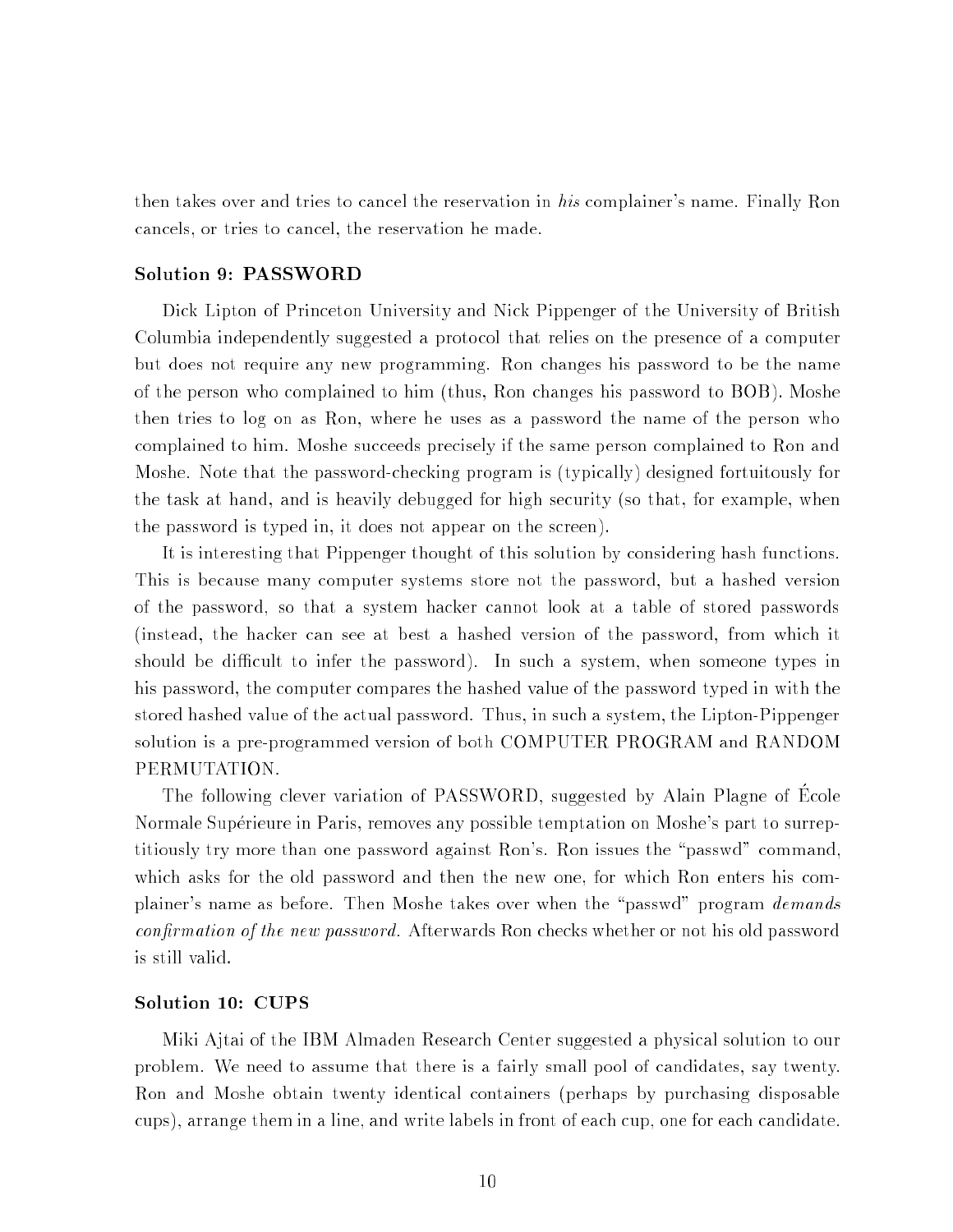then takes over and tries to cancel the reservation in *his* complainer's name. Finally Ron cancels, or tries to cancel, the reservation he made.

### Solution 9: PASSWORD

Dick Lipton of Princeton University and Nick Pippenger of the University of British Columbia independently suggested a protocol that relies on the presence of a computer but does not require any new programming. Ron changes his password to be the name of the person who complained to him (thus, Ron changes his password to BOB). Moshe then tries to log on as Ron, where he uses as a password the name of the person who complained to him. Moshe succeeds precisely if the same person complained to Ron and Moshe. Note that the password-checking program is (typically) designed fortuitously for the task at hand, and is heavily debugged for high security (so that, for example, when the password is typed in, it does not appear on the screen).

It is interesting that Pippenger thought of this solution by considering hash functions. This is because many computer systems store not the password, but a hashed version of the password, so that a system hacker cannot look at a table of stored passwords (instead, the hacker can see at best a hashed version of the password, from which it should be difficult to infer the password). In such a system, when someone types in his password, the computer compares the hashed value of the password typed in with the stored hashed value of the actual password. Thus, in such a system, the Lipton-Pippenger solution is a pre-programmed version of both COMPUTER PROGRAM and RANDOM PERMUTATION.

The following clever variation of PASSWORD, suggested by Alain Plagne of École Normale Supérieure in Paris, removes any possible temptation on Moshe's part to surreptitiously try more than one password against Ron's. Ron issues the "passwd" command, which asks for the old password and then the new one, for which Ron enters his complainer's name as before. Then Moshe takes over when the "passwd" program *demands confirmation of the new password.* Afterwards Ron checks whether or not his old password is still valid.

### Solution 10: CUPS

Miki Ajtai of the IBM Almaden Research Center suggested a physical solution to our problem. We need to assume that there is a fairly small pool of candidates, say twenty. Ron and Moshe obtain twenty identical containers (perhaps by purchasing disposable cups), arrange them in a line, and write labels in front of each cup, one for each candidate.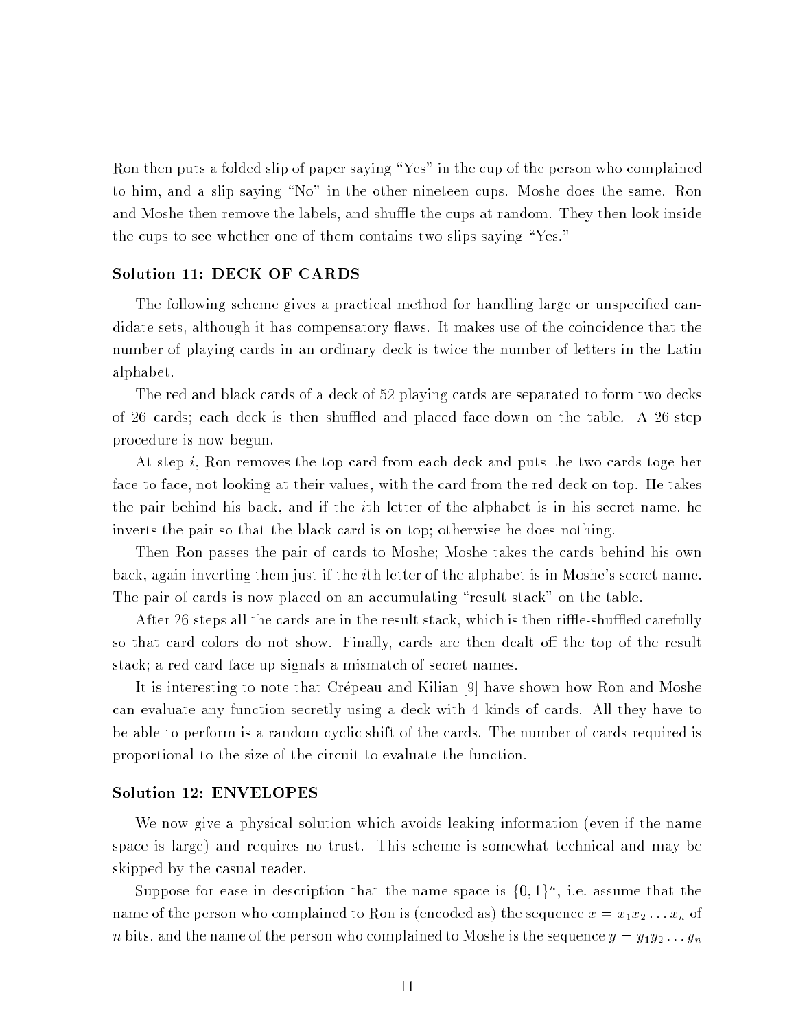Ron then puts a folded slip of paper saying "Yes" in the cup of the person who complained to him, and a slip saying "No" in the other nineteen cups. Moshe does the same. Ron and Moshe then remove the labels, and shuffle the cups at random. They then look inside the cups to see whether one of them contains two slips saying "Yes."

### Solution 11: DECK OF CARDS

The following scheme gives a practical method for handling large or unspecified candidate sets, although it has compensatory flaws. It makes use of the coincidence that the number of playing cards in an ordinary deck is twice the number of letters in the Latin alphabet.

The red and black cards of a deck of 52 playing cards are separated to form two decks of 26 cards; each deck is then shuffled and placed face-down on the table. A 26-step procedure is now begun.

At step $i$, Ron removes the top card from each deck and puts the two cards together face-to-face, not looking at their values, with the card from the red deck on top. He takes the pair behind his back, and if the $i$th letter of the alphabet is in his secret name, he inverts the pair so that the black card is on top; otherwise he does nothing.

Then Ron passes the pair of cards to Moshe; Moshe takes the cards behind his own back, again inverting them just if the $i$th letter of the alphabet is in Moshe's secret name. The pair of cards is now placed on an accumulating "result stack" on the table.

After 26 steps all the cards are in the result stack, which is then riffle-shuffled carefully so that card colors do not show. Finally, cards are then dealt off the top of the result stack; a red card face up signals a mismatch of secret names.

It is interesting to note that Crépeau and Kilian [9] have shown how Ron and Moshe can evaluate any function secretly using a deck with 4 kinds of cards. All they have to be able to perform is a random cyclic shift of the cards. The number of cards required is proportional to the size of the circuit to evaluate the function.

### Solution 12: ENVELOPES

We now give a physical solution which avoids leaking information (even if the name space is large) and requires no trust. This scheme is somewhat technical and may be skipped by the casual reader.

Suppose for ease in description that the name space is $\{0,1\}^n$, i.e. assume that the name of the person who complained to Ron is (encoded as) the sequence $x = x_1 x_2 \ldots x_n$ of $n$ bits, and the name of the person who complained to Moshe is the sequence $y = y_1 y_2 \ldots y_n$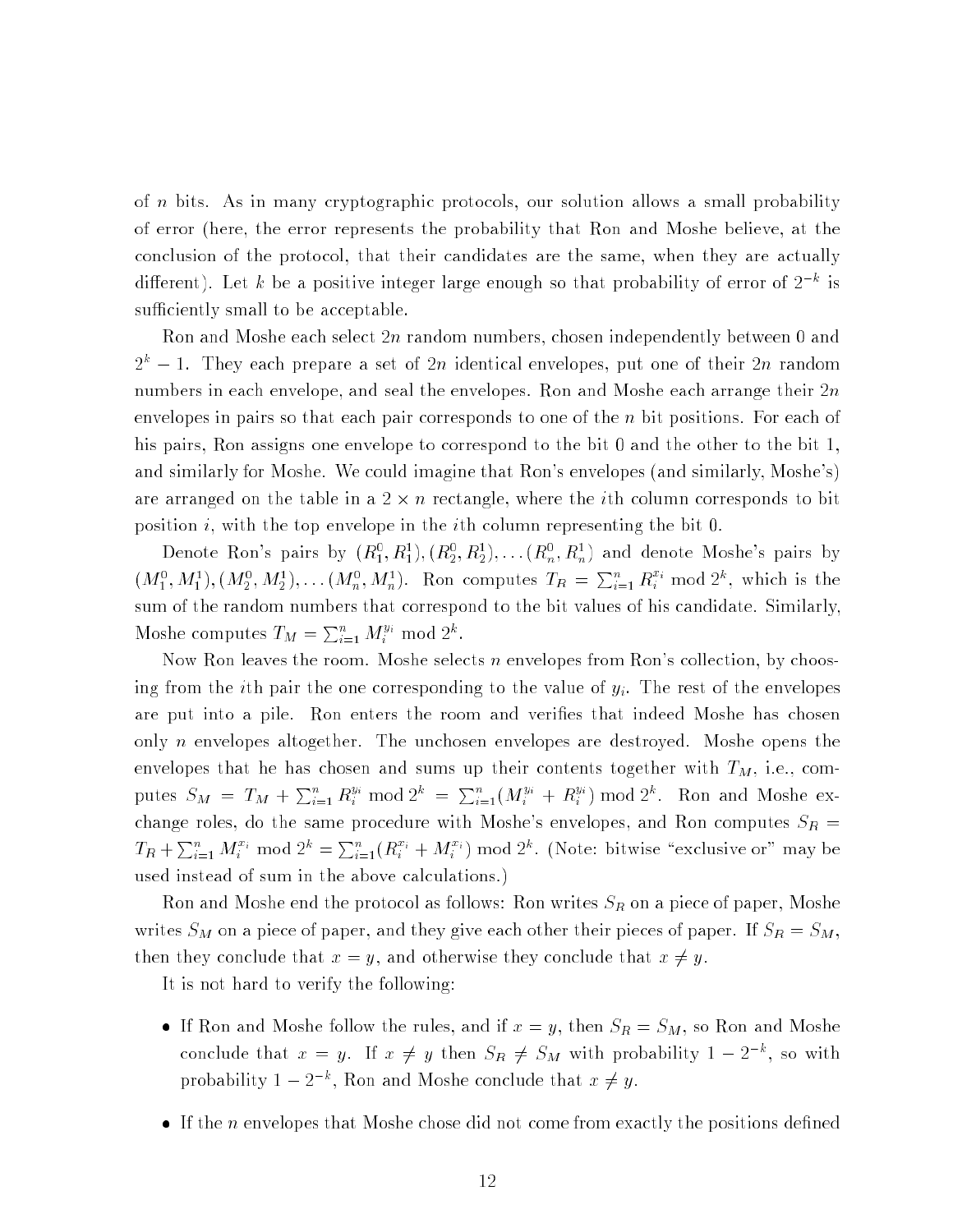of $n$ bits. As in many cryptographic protocols, our solution allows a small probability of error (here, the error represents the probability that Ron and Moshe believe, at the conclusion of the protocol, that their candidates are the same, when they are actually different). Let $k$ be a positive integer large enough so that probability of error of $2^{-k}$ is sufficiently small to be acceptable.

Ron and Moshe each select $2n$ random numbers, chosen independently between 0 and $2^k - 1$. They each prepare a set of $2n$ identical envelopes, put one of their $2n$ random numbers in each envelope, and seal the envelopes. Ron and Moshe each arrange their $2n$ envelopes in pairs so that each pair corresponds to one of the $n$ bit positions. For each of his pairs, Ron assigns one envelope to correspond to the bit 0 and the other to the bit 1, and similarly for Moshe. We could imagine that Ron's envelopes (and similarly, Moshe's) are arranged on the table in a $2 \times n$ rectangle, where the $i$th column corresponds to bit position $i$, with the top envelope in the $i$th column representing the bit 0.

Denote Ron's pairs by $(R_1^0, R_1^1), (R_2^0, R_2^1), \ldots (R_n^0, R_n^1)$ and denote Moshe's pairs by $(M_1^0, M_1^1), (M_2^0, M_2^1), \ldots (M_n^0, M_n^1)$. Ron computes $T_R = \sum_{i=1}^n R_i^{x_i} \bmod 2^k$, which is the sum of the random numbers that correspond to the bit values of his candidate. Similarly, Moshe computes $T_M = \sum_{i=1}^n M_i^{y_i} \bmod 2^k$.

Now Ron leaves the room. Moshe selects $n$ envelopes from Ron's collection, by choosing from the $i$th pair the one corresponding to the value of $y_i$. The rest of the envelopes are put into a pile. Ron enters the room and verifies that indeed Moshe has chosen only $n$ envelopes altogether. The unchosen envelopes are destroyed. Moshe opens the envelopes that he has chosen and sums up their contents together with $T_M$, i.e., computes $S_M = T_M + \sum_{i=1}^n R_i^{y_i} \bmod 2^k = \sum_{i=1}^n (M_i^{y_i} + R_i^{y_i}) \bmod 2^k$. Ron and Moshe exchange roles, do the same procedure with Moshe's envelopes, and Ron computes $S_R = T_R + \sum_{i=1}^n M_i^{x_i} \bmod 2^k = \sum_{i=1}^n (R_i^{x_i} + M_i^{x_i}) \bmod 2^k$. (Note: bitwise "exclusive or" may be used instead of sum in the above calculations.)

Ron and Moshe end the protocol as follows: Ron writes $S_R$ on a piece of paper, Moshe writes $S_M$ on a piece of paper, and they give each other their pieces of paper. If $S_R = S_M$, then they conclude that $x = y$, and otherwise they conclude that $x \neq y$.

It is not hard to verify the following:

- If Ron and Moshe follow the rules, and if $x = y$, then $S_R = S_M$, so Ron and Moshe conclude that $x = y$. If $x \neq y$ then $S_R \neq S_M$ with probability $1 - 2^{-k}$, so with probability $1 - 2^{-k}$, Ron and Moshe conclude that $x \neq y$.
- If the $n$ envelopes that Moshe chose did not come from exactly the positions defined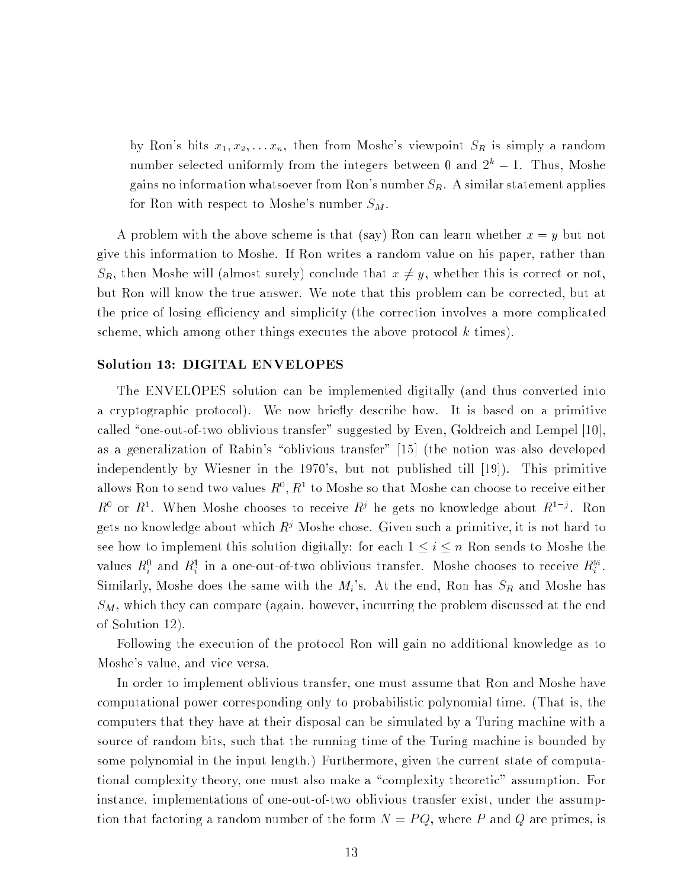by Ron's bits $x_1, x_2, \ldots x_n$, then from Moshe's viewpoint $S_R$ is simply a random number selected uniformly from the integers between 0 and $2^k - 1$. Thus, Moshe gains no information whatsoever from Ron's number $S_R$. A similar statement applies for Ron with respect to Moshe's number $S_M$.

A problem with the above scheme is that (say) Ron can learn whether $x = y$ but not give this information to Moshe. If Ron writes a random value on his paper, rather than $S_R$, then Moshe will (almost surely) conclude that $x \neq y$, whether this is correct or not, but Ron will know the true answer. We note that this problem can be corrected, but at the price of losing efficiency and simplicity (the correction involves a more complicated scheme, which among other things executes the above protocol $k$ times).

### Solution 13: DIGITAL ENVELOPES

The ENVELOPES solution can be implemented digitally (and thus converted into a cryptographic protocol). We now briefly describe how. It is based on a primitive called "one-out-of-two oblivious transfer" suggested by Even, Goldreich and Lempel [10], as a generalization of Rabin's "oblivious transfer" [15] (the notion was also developed independently by Wiesner in the 1970's, but not published till [19]). This primitive allows Ron to send two values $R^0, R^1$ to Moshe so that Moshe can choose to receive either $R^0$ or $R^1$. When Moshe chooses to receive $R^j$ he gets no knowledge about $R^{1-j}$. Ron gets no knowledge about which $R^j$ Moshe chose. Given such a primitive, it is not hard to see how to implement this solution digitally: for each $1 \leq i \leq n$ Ron sends to Moshe the values $R_i^0$ and $R_i^1$ in a one-out-of-two oblivious transfer. Moshe chooses to receive $R_i^{y_i}$. Similarly, Moshe does the same with the $M_i$'s. At the end, Ron has $S_R$ and Moshe has $S_M$, which they can compare (again, however, incurring the problem discussed at the end of Solution 12).

Following the execution of the protocol Ron will gain no additional knowledge as to Moshe's value, and vice versa.

In order to implement oblivious transfer, one must assume that Ron and Moshe have computational power corresponding only to probabilistic polynomial time. (That is, the computers that they have at their disposal can be simulated by a Turing machine with a source of random bits, such that the running time of the Turing machine is bounded by some polynomial in the input length.) Furthermore, given the current state of computational complexity theory, one must also make a "complexity theoretic" assumption. For instance, implementations of one-out-of-two oblivious transfer exist, under the assumption that factoring a random number of the form $N = PQ$, where $P$ and $Q$ are primes, is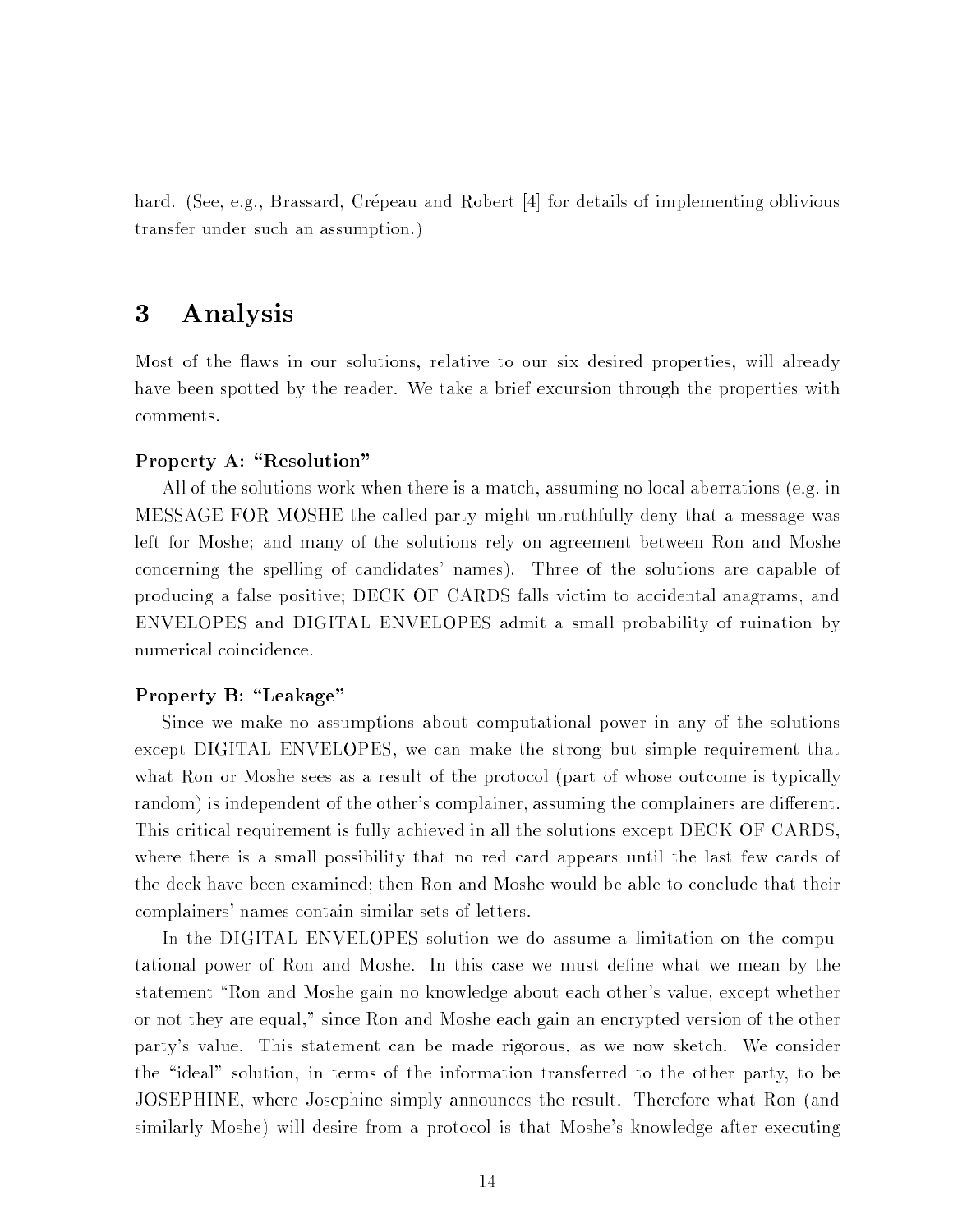hard. (See, e.g., Brassard, Crépeau and Robert [4] for details of implementing oblivious transfer under such an assumption.)

# 3 Analysis

Most of the flaws in our solutions, relative to our six desired properties, will already have been spotted by the reader. We take a brief excursion through the properties with comments.

**Property A: "Resolution"**

All of the solutions work when there is a match, assuming no local aberrations (e.g. in MESSAGE FOR MOSHE the called party might untruthfully deny that a message was left for Moshe; and many of the solutions rely on agreement between Ron and Moshe concerning the spelling of candidates' names). Three of the solutions are capable of producing a false positive; DECK OF CARDS falls victim to accidental anagrams, and ENVELOPES and DIGITAL ENVELOPES admit a small probability of ruination by numerical coincidence.

**Property B: "Leakage"**

Since we make no assumptions about computational power in any of the solutions except DIGITAL ENVELOPES, we can make the strong but simple requirement that what Ron or Moshe sees as a result of the protocol (part of whose outcome is typically random) is independent of the other's complainer, assuming the complainers are different. This critical requirement is fully achieved in all the solutions except DECK OF CARDS, where there is a small possibility that no red card appears until the last few cards of the deck have been examined; then Ron and Moshe would be able to conclude that their complainers' names contain similar sets of letters.

In the DIGITAL ENVELOPES solution we do assume a limitation on the computational power of Ron and Moshe. In this case we must define what we mean by the statement "Ron and Moshe gain no knowledge about each other's value, except whether or not they are equal," since Ron and Moshe each gain an encrypted version of the other party's value. This statement can be made rigorous, as we now sketch. We consider the "ideal" solution, in terms of the information transferred to the other party, to be JOSEPHINE, where Josephine simply announces the result. Therefore what Ron (and similarly Moshe) will desire from a protocol is that Moshe's knowledge after executing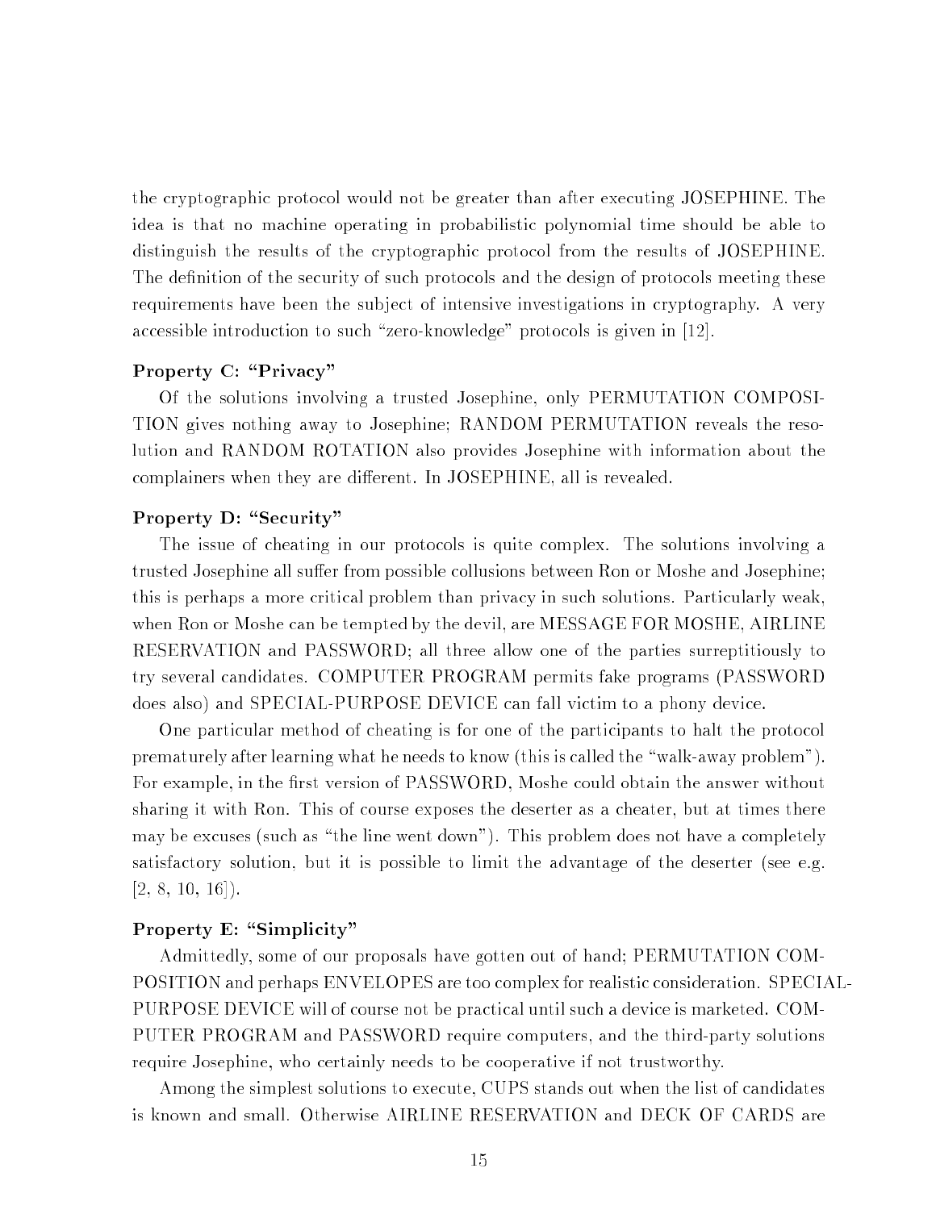the cryptographic protocol would not be greater than after executing JOSEPHINE. The idea is that no machine operating in probabilistic polynomial time should be able to distinguish the results of the cryptographic protocol from the results of JOSEPHINE. The definition of the security of such protocols and the design of protocols meeting these requirements have been the subject of intensive investigations in cryptography. A very accessible introduction to such "zero-knowledge" protocols is given in [12].

**Property C: "Privacy"**

Of the solutions involving a trusted Josephine, only PERMUTATION COMPOSITION gives nothing away to Josephine; RANDOM PERMUTATION reveals the resolution and RANDOM ROTATION also provides Josephine with information about the complainers when they are different. In JOSEPHINE, all is revealed.

**Property D: "Security"**

The issue of cheating in our protocols is quite complex. The solutions involving a trusted Josephine all suffer from possible collusions between Ron or Moshe and Josephine; this is perhaps a more critical problem than privacy in such solutions. Particularly weak, when Ron or Moshe can be tempted by the devil, are MESSAGE FOR MOSHE, AIRLINE RESERVATION and PASSWORD; all three allow one of the parties surreptitiously to try several candidates. COMPUTER PROGRAM permits fake programs (PASSWORD does also) and SPECIAL-PURPOSE DEVICE can fall victim to a phony device.

One particular method of cheating is for one of the participants to halt the protocol prematurely after learning what he needs to know (this is called the "walk-away problem"). For example, in the first version of PASSWORD, Moshe could obtain the answer without sharing it with Ron. This of course exposes the deserter as a cheater, but at times there may be excuses (such as "the line went down"). This problem does not have a completely satisfactory solution, but it is possible to limit the advantage of the deserter (see e.g. [2, 8, 10, 16]).

**Property E: "Simplicity"**

Admittedly, some of our proposals have gotten out of hand; PERMUTATION COMPOSITION and perhaps ENVELOPES are too complex for realistic consideration. SPECIAL-PURPOSE DEVICE will of course not be practical until such a device is marketed. COMPUTER PROGRAM and PASSWORD require computers, and the third-party solutions require Josephine, who certainly needs to be cooperative if not trustworthy.

Among the simplest solutions to execute, CUPS stands out when the list of candidates is known and small. Otherwise AIRLINE RESERVATION and DECK OF CARDS are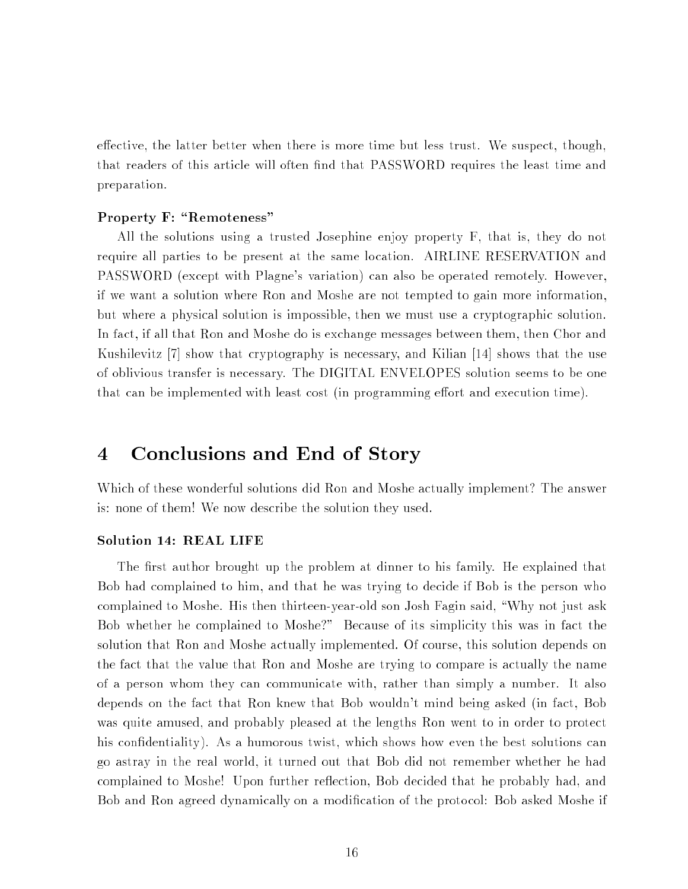effective, the latter better when there is more time but less trust. We suspect, though, that readers of this article will often find that PASSWORD requires the least time and preparation.

#### Property F: "Remoteness"

All the solutions using a trusted Josephine enjoy property F, that is, they do not require all parties to be present at the same location. AIRLINE RESERVATION and PASSWORD (except with Plagne's variation) can also be operated remotely. However, if we want a solution where Ron and Moshe are not tempted to gain more information, but where a physical solution is impossible, then we must use a cryptographic solution. In fact, if all that Ron and Moshe do is exchange messages between them, then Chor and Kushilevitz [7] show that cryptography is necessary, and Kilian [14] shows that the use of oblivious transfer is necessary. The DIGITAL ENVELOPES solution seems to be one that can be implemented with least cost (in programming effort and execution time).

## 4 Conclusions and End of Story

Which of these wonderful solutions did Ron and Moshe actually implement? The answer is: none of them! We now describe the solution they used.

#### Solution 14: REAL LIFE

The first author brought up the problem at dinner to his family. He explained that Bob had complained to him, and that he was trying to decide if Bob is the person who complained to Moshe. His then thirteen-year-old son Josh Fagin said, "Why not just ask Bob whether he complained to Moshe?" Because of its simplicity this was in fact the solution that Ron and Moshe actually implemented. Of course, this solution depends on the fact that the value that Ron and Moshe are trying to compare is actually the name of a person whom they can communicate with, rather than simply a number. It also depends on the fact that Ron knew that Bob wouldn't mind being asked (in fact, Bob was quite amused, and probably pleased at the lengths Ron went to in order to protect his confidentiality). As a humorous twist, which shows how even the best solutions can go astray in the real world, it turned out that Bob did not remember whether he had complained to Moshe! Upon further reflection, Bob decided that he probably had, and Bob and Ron agreed dynamically on a modification of the protocol: Bob asked Moshe if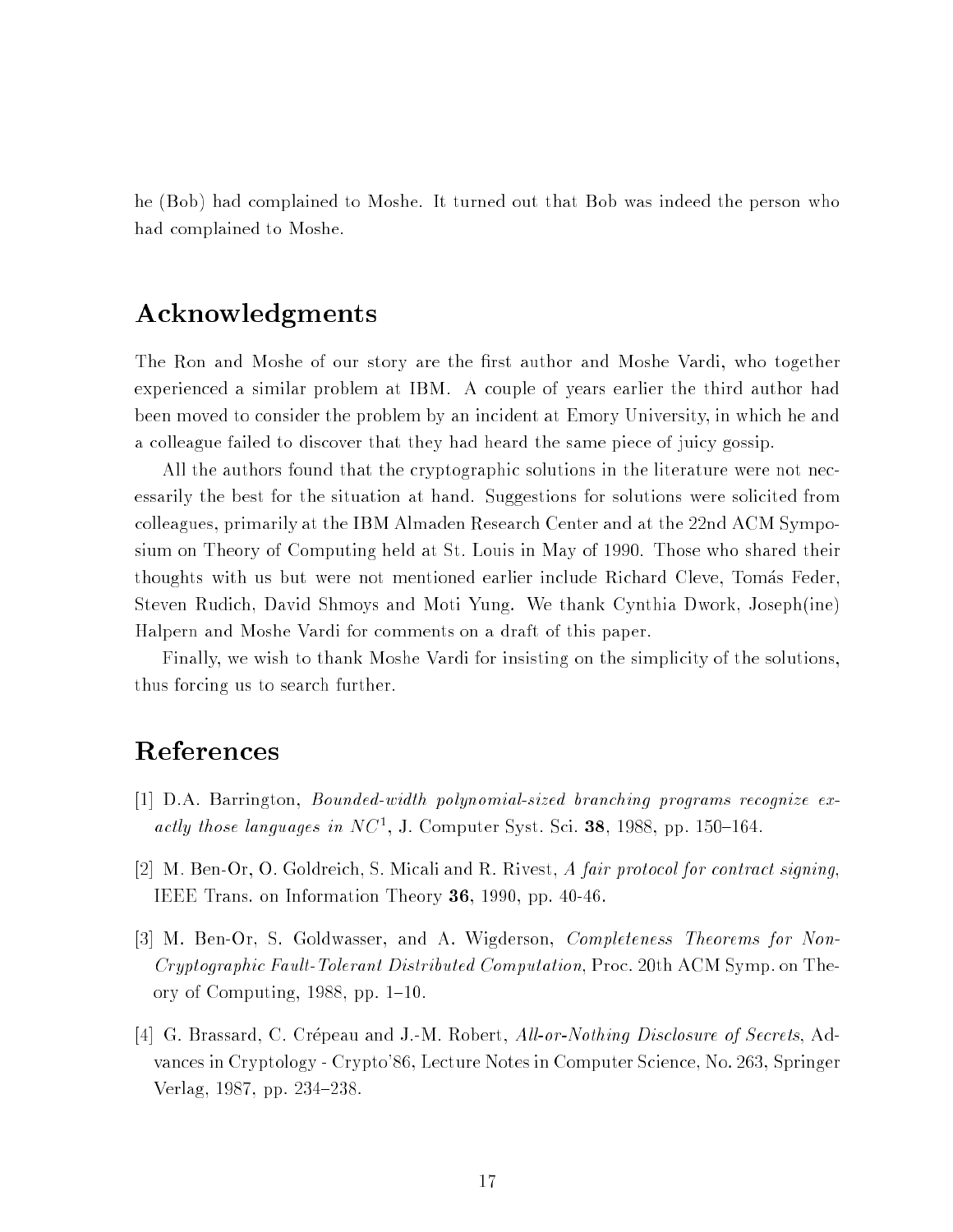he (Bob) had complained to Moshe. It turned out that Bob was indeed the person who had complained to Moshe.

## Acknowledgments

The Ron and Moshe of our story are the first author and Moshe Vardi, who together experienced a similar problem at IBM. A couple of years earlier the third author had been moved to consider the problem by an incident at Emory University, in which he and a colleague failed to discover that they had heard the same piece of juicy gossip.

All the authors found that the cryptographic solutions in the literature were not necessarily the best for the situation at hand. Suggestions for solutions were solicited from colleagues, primarily at the IBM Almaden Research Center and at the 22nd ACM Symposium on Theory of Computing held at St. Louis in May of 1990. Those who shared their thoughts with us but were not mentioned earlier include Richard Cleve, Tomás Feder, Steven Rudich, David Shmoys and Moti Yung. We thank Cynthia Dwork, Joseph(ine) Halpern and Moshe Vardi for comments on a draft of this paper.

Finally, we wish to thank Moshe Vardi for insisting on the simplicity of the solutions, thus forcing us to search further.

## References

[1] D.A. Barrington, *Bounded-width polynomial-sized branching programs recognize exactly those languages in $NC^1$*, J. Computer Syst. Sci. **38**, 1988, pp. 150–164.

[2] M. Ben-Or, O. Goldreich, S. Micali and R. Rivest, *A fair protocol for contract signing*, IEEE Trans. on Information Theory **36**, 1990, pp. 40-46.

[3] M. Ben-Or, S. Goldwasser, and A. Wigderson, *Completeness Theorems for Non-Cryptographic Fault-Tolerant Distributed Computation*, Proc. 20th ACM Symp. on Theory of Computing, 1988, pp. 1–10.

[4] G. Brassard, C. Crépeau and J.-M. Robert, *All-or-Nothing Disclosure of Secrets*, Advances in Cryptology - Crypto'86, Lecture Notes in Computer Science, No. 263, Springer Verlag, 1987, pp. 234–238.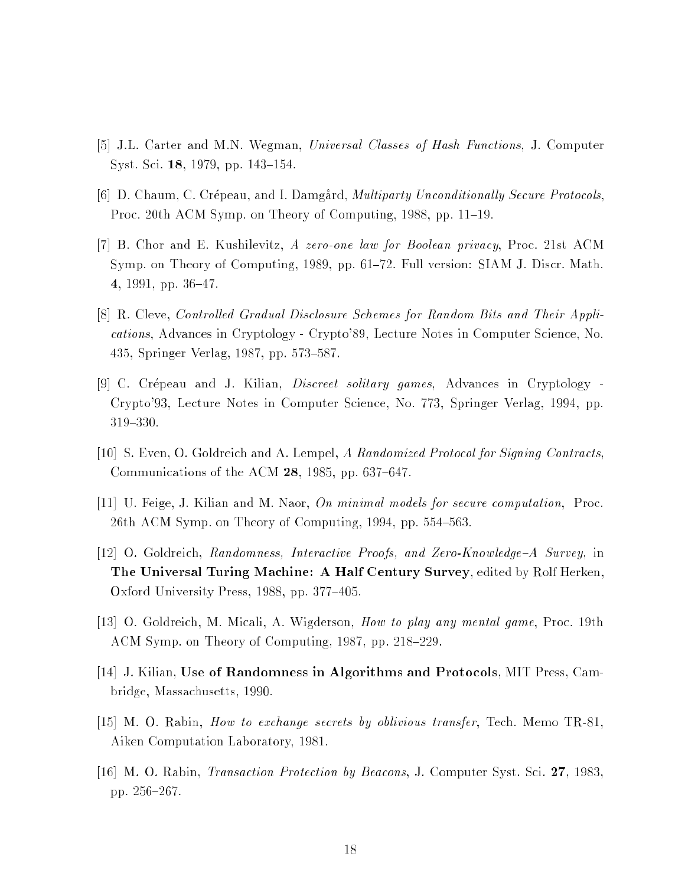[5] J.L. Carter and M.N. Wegman, *Universal Classes of Hash Functions*, J. Computer Syst. Sci. **18**, 1979, pp. 143–154.

[6] D. Chaum, C. Crépeau, and I. Damgård, *Multiparty Unconditionally Secure Protocols*, Proc. 20th ACM Symp. on Theory of Computing, 1988, pp. 11–19.

[7] B. Chor and E. Kushilevitz, *A zero-one law for Boolean privacy*, Proc. 21st ACM Symp. on Theory of Computing, 1989, pp. 61–72. Full version: SIAM J. Discr. Math. **4**, 1991, pp. 36–47.

[8] R. Cleve, *Controlled Gradual Disclosure Schemes for Random Bits and Their Applications*, Advances in Cryptology - Crypto'89, Lecture Notes in Computer Science, No. 435, Springer Verlag, 1987, pp. 573–587.

[9] C. Crépeau and J. Kilian, *Discreet solitary games*, Advances in Cryptology - Crypto'93, Lecture Notes in Computer Science, No. 773, Springer Verlag, 1994, pp. 319–330.

[10] S. Even, O. Goldreich and A. Lempel, *A Randomized Protocol for Signing Contracts*, Communications of the ACM **28**, 1985, pp. 637–647.

[11] U. Feige, J. Kilian and M. Naor, *On minimal models for secure computation*, Proc. 26th ACM Symp. on Theory of Computing, 1994, pp. 554–563.

[12] O. Goldreich, *Randomness, Interactive Proofs, and Zero-Knowledge–A Survey*, in **The Universal Turing Machine: A Half Century Survey**, edited by Rolf Herken, Oxford University Press, 1988, pp. 377–405.

[13] O. Goldreich, M. Micali, A. Wigderson, *How to play any mental game*, Proc. 19th ACM Symp. on Theory of Computing, 1987, pp. 218–229.

[14] J. Kilian, **Use of Randomness in Algorithms and Protocols**, MIT Press, Cambridge, Massachusetts, 1990.

[15] M. O. Rabin, *How to exchange secrets by oblivious transfer*, Tech. Memo TR-81, Aiken Computation Laboratory, 1981.

[16] M. O. Rabin, *Transaction Protection by Beacons*, J. Computer Syst. Sci. **27**, 1983, pp. 256–267.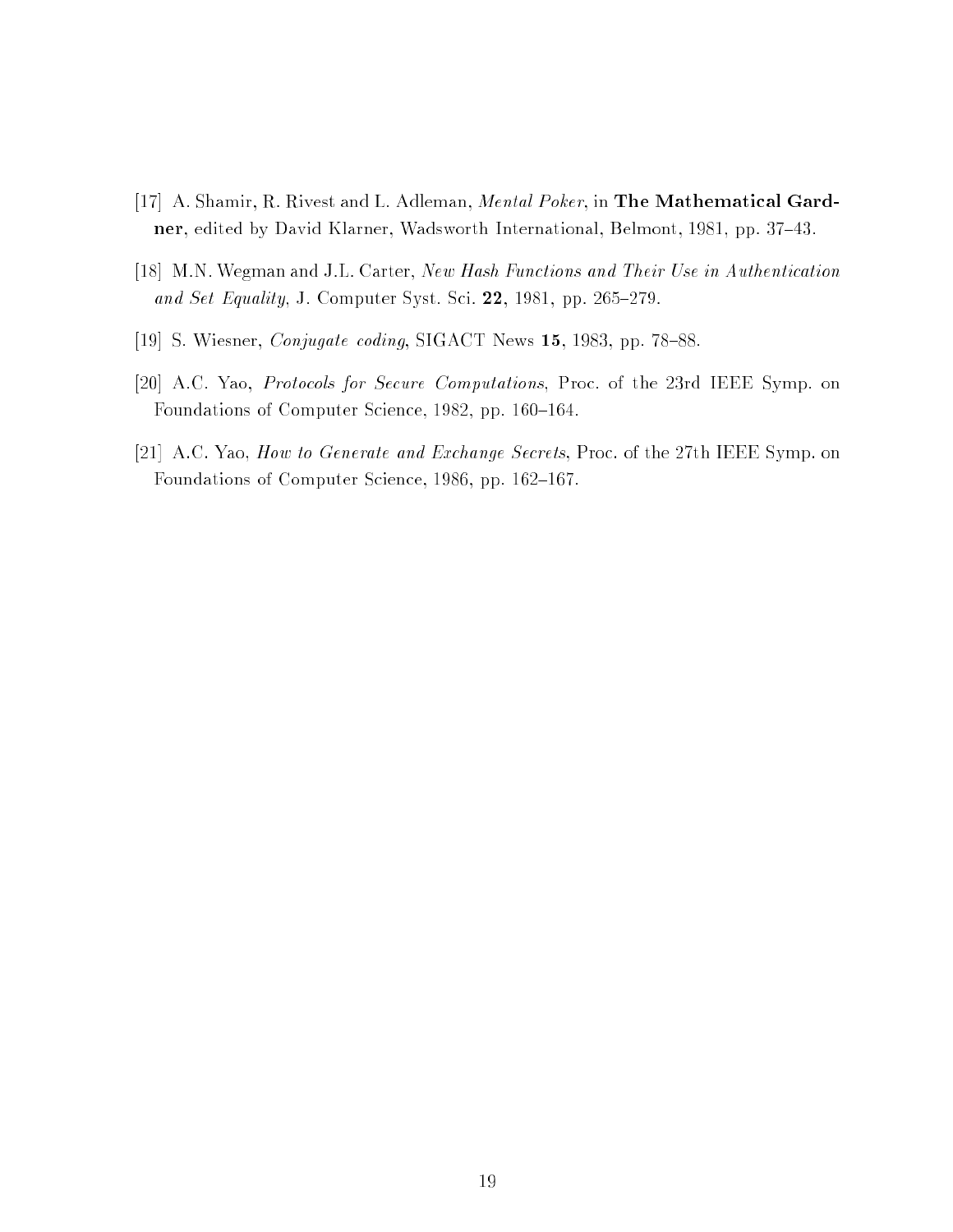[17] A. Shamir, R. Rivest and L. Adleman, *Mental Poker*, in **The Mathematical Gardner**, edited by David Klarner, Wadsworth International, Belmont, 1981, pp. 37–43.

[18] M.N. Wegman and J.L. Carter, *New Hash Functions and Their Use in Authentication and Set Equality*, J. Computer Syst. Sci. **22**, 1981, pp. 265–279.

[19] S. Wiesner, *Conjugate coding*, SIGACT News **15**, 1983, pp. 78–88.

[20] A.C. Yao, *Protocols for Secure Computations*, Proc. of the 23rd IEEE Symp. on Foundations of Computer Science, 1982, pp. 160–164.

[21] A.C. Yao, *How to Generate and Exchange Secrets*, Proc. of the 27th IEEE Symp. on Foundations of Computer Science, 1986, pp. 162–167.